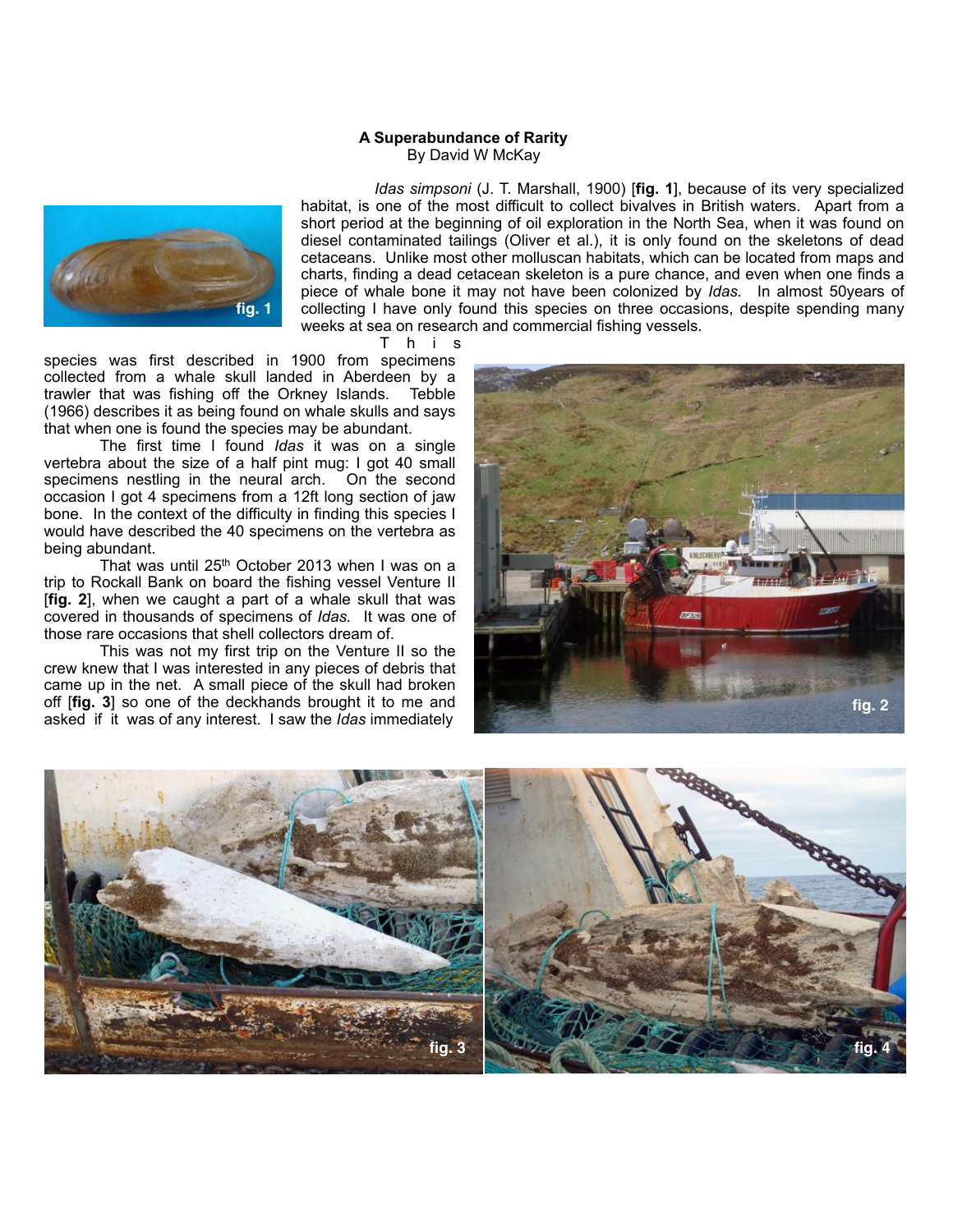**A Superabundance of Rarity**
By David W McKay

*Idas simpsoni* (J. T. Marshall, 1900) [**fig. 1**], because of its very specialized habitat, is one of the most difficult to collect bivalves in British waters. Apart from a short period at the beginning of oil exploration in the North Sea, when it was found on diesel contaminated tailings (Oliver et al.), it is only found on the skeletons of dead cetaceans. Unlike most other molluscan habitats, which can be located from maps and charts, finding a dead cetacean skeleton is a pure chance, and even when one finds a piece of whale bone it may not have been colonized by *Idas.* In almost 50years of collecting I have only found this species on three occasions, despite spending many weeks at sea on research and commercial fishing vessels.

fig. 1

This species was first described in 1900 from specimens collected from a whale skull landed in Aberdeen by a trawler that was fishing off the Orkney Islands. Tebble (1966) describes it as being found on whale skulls and says that when one is found the species may be abundant.

The first time I found *Idas* it was on a single vertebra about the size of a half pint mug: I got 40 small specimens nestling in the neural arch. On the second occasion I got 4 specimens from a 12ft long section of jaw bone. In the context of the difficulty in finding this species I would have described the 40 specimens on the vertebra as being abundant.

That was until 25th October 2013 when I was on a trip to Rockall Bank on board the fishing vessel Venture II [**fig. 2**], when we caught a part of a whale skull that was covered in thousands of specimens of *Idas.* It was one of those rare occasions that shell collectors dream of.

fig. 2

This was not my first trip on the Venture II so the crew knew that I was interested in any pieces of debris that came up in the net. A small piece of the skull had broken off [**fig. 3**] so one of the deckhands brought it to me and asked if it was of any interest. I saw the *Idas* immediately

fig. 3

fig. 4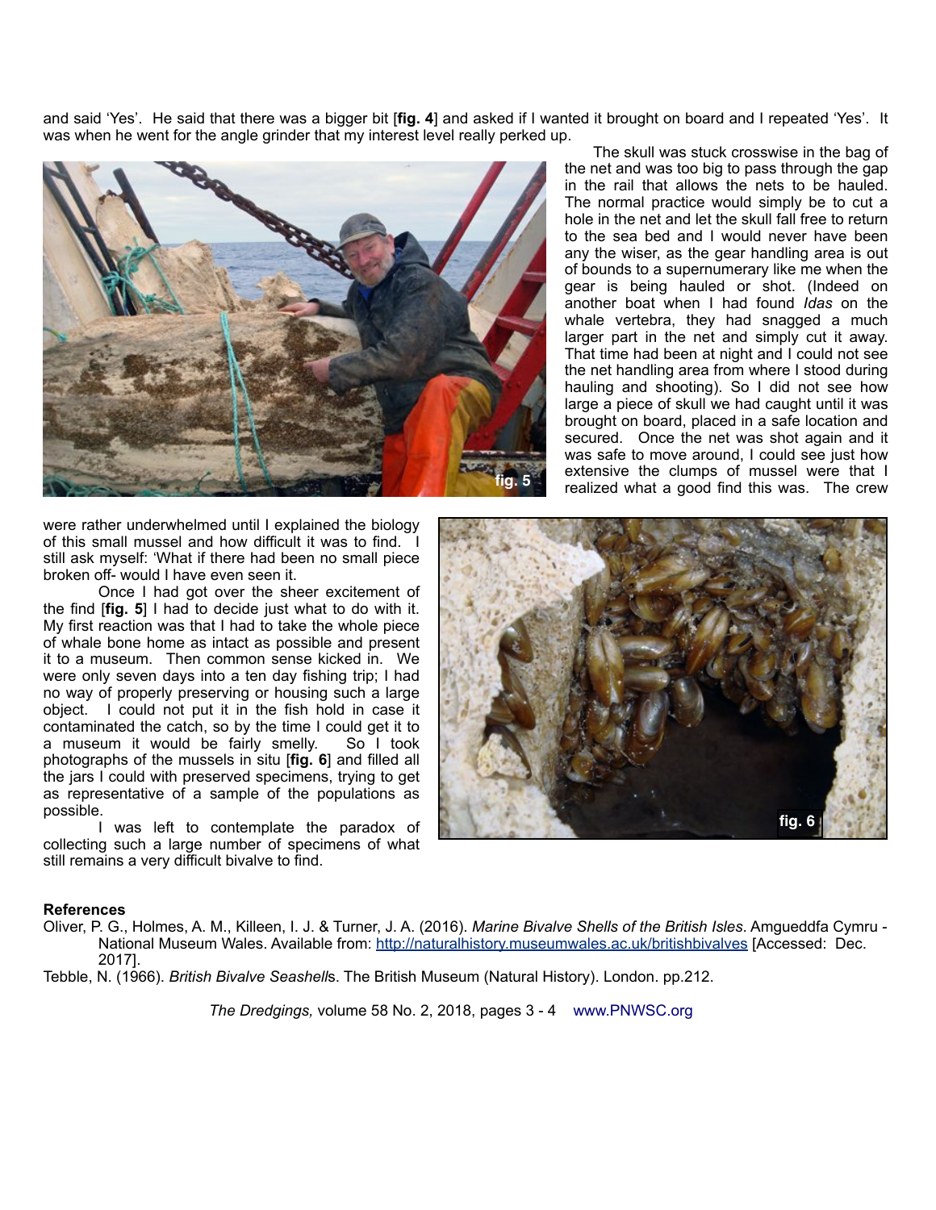and said 'Yes'. He said that there was a bigger bit [**fig. 4**] and asked if I wanted it brought on board and I repeated 'Yes'. It was when he went for the angle grinder that my interest level really perked up.

fig. 5

The skull was stuck crosswise in the bag of the net and was too big to pass through the gap in the rail that allows the nets to be hauled. The normal practice would simply be to cut a hole in the net and let the skull fall free to return to the sea bed and I would never have been any the wiser, as the gear handling area is out of bounds to a supernumerary like me when the gear is being hauled or shot. (Indeed on another boat when I had found *Idas* on the whale vertebra, they had snagged a much larger part in the net and simply cut it away. That time had been at night and I could not see the net handling area from where I stood during hauling and shooting). So I did not see how large a piece of skull we had caught until it was brought on board, placed in a safe location and secured. Once the net was shot again and it was safe to move around, I could see just how extensive the clumps of mussel were that I realized what a good find this was. The crew were rather underwhelmed until I explained the biology of this small mussel and how difficult it was to find. I still ask myself: 'What if there had been no small piece broken off- would I have even seen it.

Once I had got over the sheer excitement of the find [**fig. 5**] I had to decide just what to do with it. My first reaction was that I had to take the whole piece of whale bone home as intact as possible and present it to a museum. Then common sense kicked in. We were only seven days into a ten day fishing trip; I had no way of properly preserving or housing such a large object. I could not put it in the fish hold in case it contaminated the catch, so by the time I could get it to a museum it would be fairly smelly. So I took photographs of the mussels in situ [**fig. 6**] and filled all the jars I could with preserved specimens, trying to get as representative of a sample of the populations as possible.

I was left to contemplate the paradox of collecting such a large number of specimens of what still remains a very difficult bivalve to find.

fig. 6

**References**

Oliver, P. G., Holmes, A. M., Killeen, I. J. & Turner, J. A. (2016). *Marine Bivalve Shells of the British Isles*. Amgueddfa Cymru - National Museum Wales. Available from: http://naturalhistory.museumwales.ac.uk/britishbivalves [Accessed: Dec. 2017].

Tebble, N. (1966). *British Bivalve Seashell*s. The British Museum (Natural History). London. pp.212.